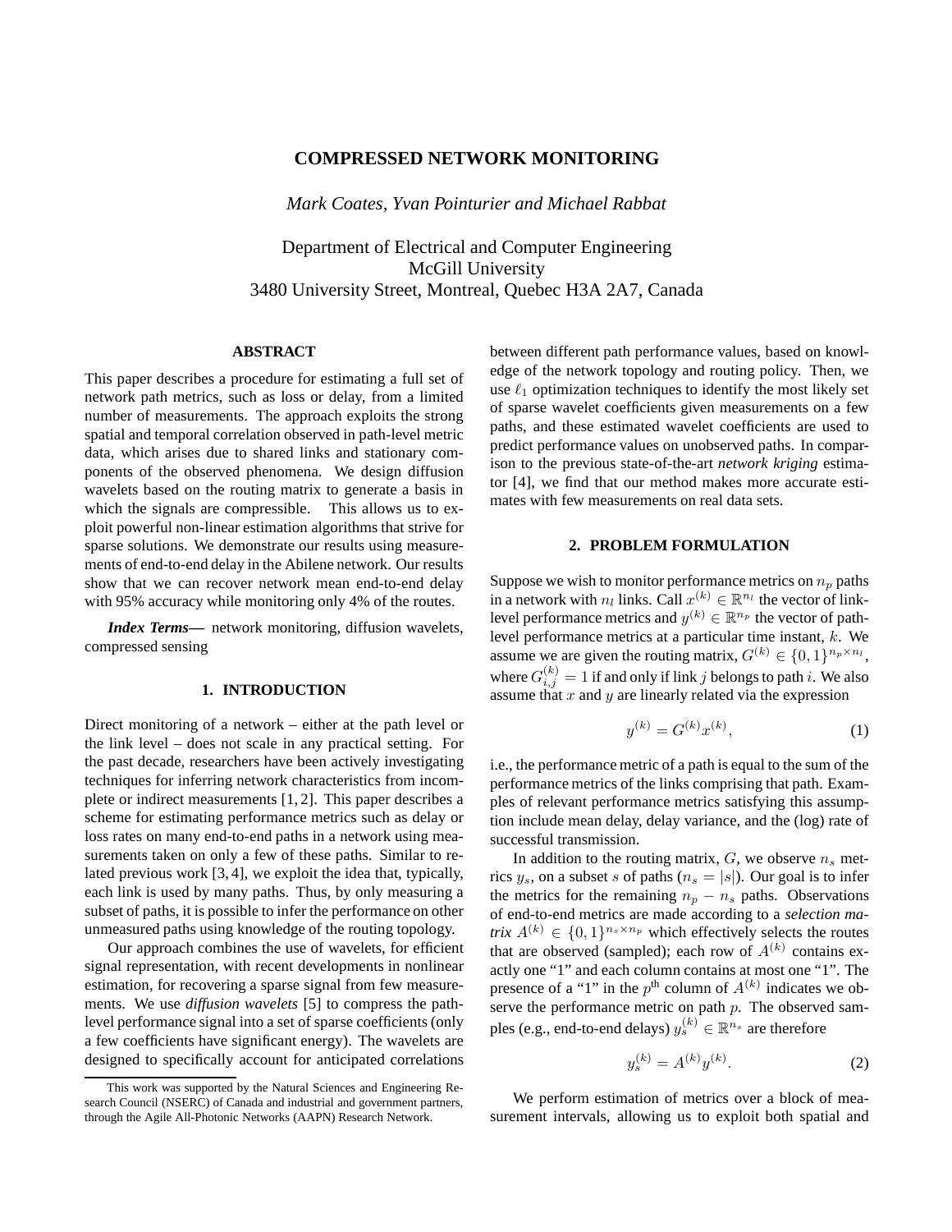# COMPRESSED NETWORK MONITORING

*Mark Coates, Yvan Pointurier and Michael Rabbat*

Department of Electrical and Computer Engineering
McGill University
3480 University Street, Montreal, Quebec H3A 2A7, Canada

## ABSTRACT

This paper describes a procedure for estimating a full set of network path metrics, such as loss or delay, from a limited number of measurements. The approach exploits the strong spatial and temporal correlation observed in path-level metric data, which arises due to shared links and stationary components of the observed phenomena. We design diffusion wavelets based on the routing matrix to generate a basis in which the signals are compressible. This allows us to exploit powerful non-linear estimation algorithms that strive for sparse solutions. We demonstrate our results using measurements of end-to-end delay in the Abilene network. Our results show that we can recover network mean end-to-end delay with 95% accuracy while monitoring only 4% of the routes.

***Index Terms*—** network monitoring, diffusion wavelets, compressed sensing

## 1. INTRODUCTION

Direct monitoring of a network – either at the path level or the link level – does not scale in any practical setting. For the past decade, researchers have been actively investigating techniques for inferring network characteristics from incomplete or indirect measurements [1, 2]. This paper describes a scheme for estimating performance metrics such as delay or loss rates on many end-to-end paths in a network using measurements taken on only a few of these paths. Similar to related previous work [3, 4], we exploit the idea that, typically, each link is used by many paths. Thus, by only measuring a subset of paths, it is possible to infer the performance on other unmeasured paths using knowledge of the routing topology.

Our approach combines the use of wavelets, for efficient signal representation, with recent developments in nonlinear estimation, for recovering a sparse signal from few measurements. We use *diffusion wavelets* [5] to compress the path-level performance signal into a set of sparse coefficients (only a few coefficients have significant energy). The wavelets are designed to specifically account for anticipated correlations between different path performance values, based on knowledge of the network topology and routing policy. Then, we use $\ell_1$ optimization techniques to identify the most likely set of sparse wavelet coefficients given measurements on a few paths, and these estimated wavelet coefficients are used to predict performance values on unobserved paths. In comparison to the previous state-of-the-art *network kriging* estimator [4], we find that our method makes more accurate estimates with few measurements on real data sets.

## 2. PROBLEM FORMULATION

Suppose we wish to monitor performance metrics on $n_p$ paths in a network with $n_l$ links. Call $x^{(k)} \in \mathbb{R}^{n_l}$ the vector of link-level performance metrics and $y^{(k)} \in \mathbb{R}^{n_p}$ the vector of path-level performance metrics at a particular time instant, $k$. We assume we are given the routing matrix, $G^{(k)} \in \{0,1\}^{n_p \times n_l}$, where $G^{(k)}_{i,j} = 1$ if and only if link $j$ belongs to path $i$. We also assume that $x$ and $y$ are linearly related via the expression

$$y^{(k)} = G^{(k)} x^{(k)}, \tag{1}$$

i.e., the performance metric of a path is equal to the sum of the performance metrics of the links comprising that path. Examples of relevant performance metrics satisfying this assumption include mean delay, delay variance, and the (log) rate of successful transmission.

In addition to the routing matrix, $G$, we observe $n_s$ metrics $y_s$, on a subset $s$ of paths ($n_s = |s|$). Our goal is to infer the metrics for the remaining $n_p - n_s$ paths. Observations of end-to-end metrics are made according to a *selection matrix* $A^{(k)} \in \{0,1\}^{n_s \times n_p}$ which effectively selects the routes that are observed (sampled); each row of $A^{(k)}$ contains exactly one "1" and each column contains at most one "1". The presence of a "1" in the $p^{\text{th}}$ column of $A^{(k)}$ indicates we observe the performance metric on path $p$. The observed samples (e.g., end-to-end delays) $y_s^{(k)} \in \mathbb{R}^{n_s}$ are therefore

$$y_s^{(k)} = A^{(k)} y^{(k)}. \tag{2}$$

We perform estimation of metrics over a block of measurement intervals, allowing us to exploit both spatial and

---

This work was supported by the Natural Sciences and Engineering Research Council (NSERC) of Canada and industrial and government partners, through the Agile All-Photonic Networks (AAPN) Research Network.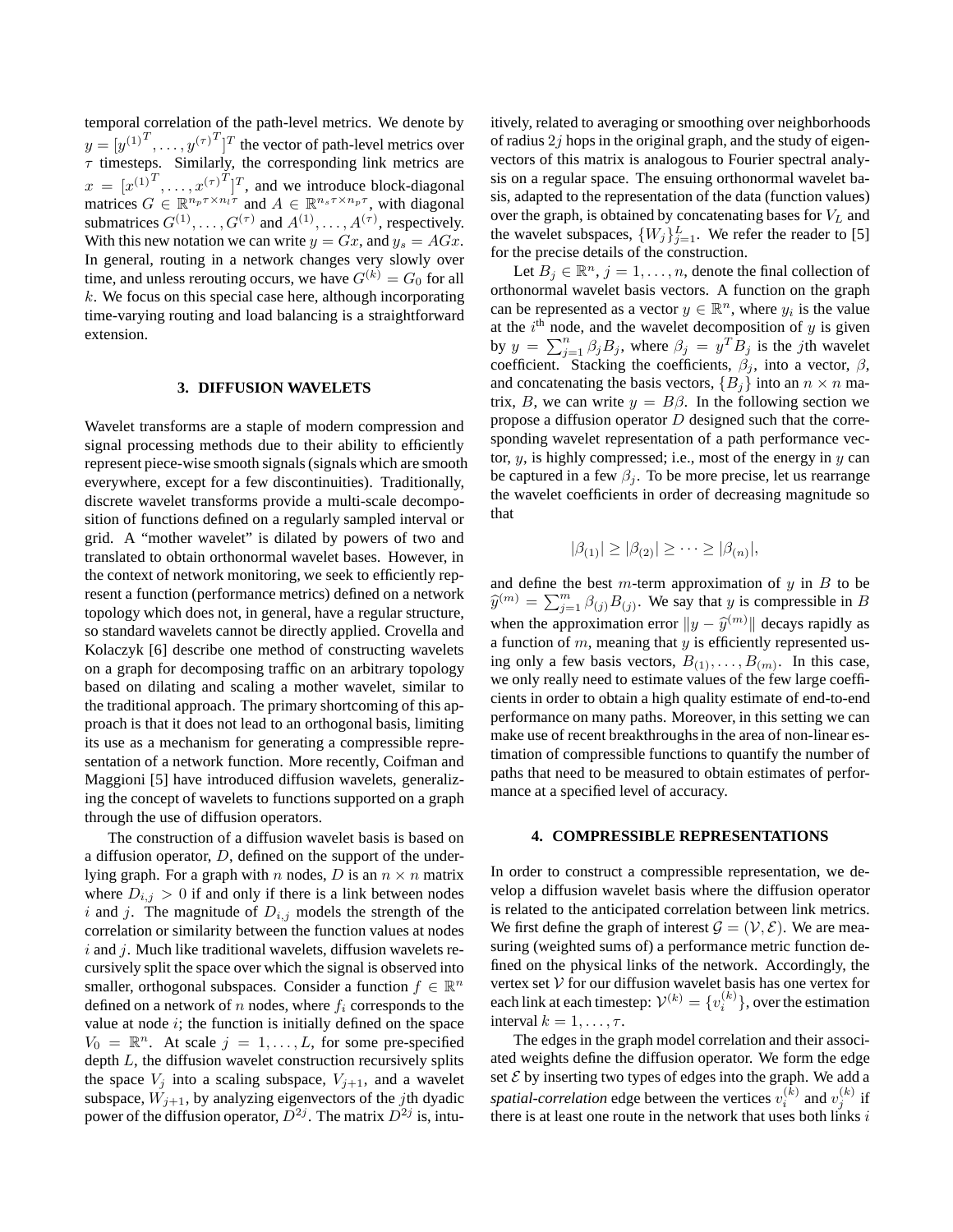temporal correlation of the path-level metrics. We denote by $y = [{y^{(1)}}^T, \ldots, {y^{(\tau)}}^T]^T$ the vector of path-level metrics over $\tau$ timesteps. Similarly, the corresponding link metrics are $x = [{x^{(1)}}^T, \ldots, {x^{(\tau)}}^T]^T$, and we introduce block-diagonal matrices $G \in \mathbb{R}^{n_p \tau \times n_l \tau}$ and $A \in \mathbb{R}^{n_s \tau \times n_p \tau}$, with diagonal submatrices $G^{(1)}, \ldots, G^{(\tau)}$ and $A^{(1)}, \ldots, A^{(\tau)}$, respectively. With this new notation we can write $y = Gx$, and $y_s = AGx$. In general, routing in a network changes very slowly over time, and unless rerouting occurs, we have $G^{(k)} = G_0$ for all $k$. We focus on this special case here, although incorporating time-varying routing and load balancing is a straightforward extension.

## 3. DIFFUSION WAVELETS

Wavelet transforms are a staple of modern compression and signal processing methods due to their ability to efficiently represent piece-wise smooth signals (signals which are smooth everywhere, except for a few discontinuities). Traditionally, discrete wavelet transforms provide a multi-scale decomposition of functions defined on a regularly sampled interval or grid. A "mother wavelet" is dilated by powers of two and translated to obtain orthonormal wavelet bases. However, in the context of network monitoring, we seek to efficiently represent a function (performance metrics) defined on a network topology which does not, in general, have a regular structure, so standard wavelets cannot be directly applied. Crovella and Kolaczyk [6] describe one method of constructing wavelets on a graph for decomposing traffic on an arbitrary topology based on dilating and scaling a mother wavelet, similar to the traditional approach. The primary shortcoming of this approach is that it does not lead to an orthogonal basis, limiting its use as a mechanism for generating a compressible representation of a network function. More recently, Coifman and Maggioni [5] have introduced diffusion wavelets, generalizing the concept of wavelets to functions supported on a graph through the use of diffusion operators.

The construction of a diffusion wavelet basis is based on a diffusion operator, $D$, defined on the support of the underlying graph. For a graph with $n$ nodes, $D$ is an $n \times n$ matrix where $D_{i,j} > 0$ if and only if there is a link between nodes $i$ and $j$. The magnitude of $D_{i,j}$ models the strength of the correlation or similarity between the function values at nodes $i$ and $j$. Much like traditional wavelets, diffusion wavelets recursively split the space over which the signal is observed into smaller, orthogonal subspaces. Consider a function $f \in \mathbb{R}^n$ defined on a network of $n$ nodes, where $f_i$ corresponds to the value at node $i$; the function is initially defined on the space $V_0 = \mathbb{R}^n$. At scale $j = 1, \ldots, L$, for some pre-specified depth $L$, the diffusion wavelet construction recursively splits the space $V_j$ into a scaling subspace, $V_{j+1}$, and a wavelet subspace, $W_{j+1}$, by analyzing eigenvectors of the $j$th dyadic power of the diffusion operator, $D^{2j}$. The matrix $D^{2j}$ is, intuitively, related to averaging or smoothing over neighborhoods of radius $2j$ hops in the original graph, and the study of eigenvectors of this matrix is analogous to Fourier spectral analysis on a regular space. The ensuing orthonormal wavelet basis, adapted to the representation of the data (function values) over the graph, is obtained by concatenating bases for $V_L$ and the wavelet subspaces, $\{W_j\}_{j=1}^{L}$. We refer the reader to [5] for the precise details of the construction.

Let $B_j \in \mathbb{R}^n$, $j = 1, \ldots, n$, denote the final collection of orthonormal wavelet basis vectors. A function on the graph can be represented as a vector $y \in \mathbb{R}^n$, where $y_i$ is the value at the $i^{\text{th}}$ node, and the wavelet decomposition of $y$ is given by $y = \sum_{j=1}^{n} \beta_j B_j$, where $\beta_j = y^T B_j$ is the $j$th wavelet coefficient. Stacking the coefficients, $\beta_j$, into a vector, $\beta$, and concatenating the basis vectors, $\{B_j\}$ into an $n \times n$ matrix, $B$, we can write $y = B\beta$. In the following section we propose a diffusion operator $D$ designed such that the corresponding wavelet representation of a path performance vector, $y$, is highly compressed; i.e., most of the energy in $y$ can be captured in a few $\beta_j$. To be more precise, let us rearrange the wavelet coefficients in order of decreasing magnitude so that

$$|\beta_{(1)}| \geq |\beta_{(2)}| \geq \cdots \geq |\beta_{(n)}|,$$

and define the best $m$-term approximation of $y$ in $B$ to be $\widehat{y}^{(m)} = \sum_{j=1}^{m} \beta_{(j)} B_{(j)}$. We say that $y$ is compressible in $B$ when the approximation error $\|y - \widehat{y}^{(m)}\|$ decays rapidly as a function of $m$, meaning that $y$ is efficiently represented using only a few basis vectors, $B_{(1)}, \ldots, B_{(m)}$. In this case, we only really need to estimate values of the few large coefficients in order to obtain a high quality estimate of end-to-end performance on many paths. Moreover, in this setting we can make use of recent breakthroughs in the area of non-linear estimation of compressible functions to quantify the number of paths that need to be measured to obtain estimates of performance at a specified level of accuracy.

## 4. COMPRESSIBLE REPRESENTATIONS

In order to construct a compressible representation, we develop a diffusion wavelet basis where the diffusion operator is related to the anticipated correlation between link metrics. We first define the graph of interest $\mathcal{G} = (\mathcal{V}, \mathcal{E})$. We are measuring (weighted sums of) a performance metric function defined on the physical links of the network. Accordingly, the vertex set $\mathcal{V}$ for our diffusion wavelet basis has one vertex for each link at each timestep: $\mathcal{V}^{(k)} = \{v_i^{(k)}\}$, over the estimation interval $k = 1, \ldots, \tau$.

The edges in the graph model correlation and their associated weights define the diffusion operator. We form the edge set $\mathcal{E}$ by inserting two types of edges into the graph. We add a *spatial-correlation* edge between the vertices $v_i^{(k)}$ and $v_j^{(k)}$ if there is at least one route in the network that uses both links $i$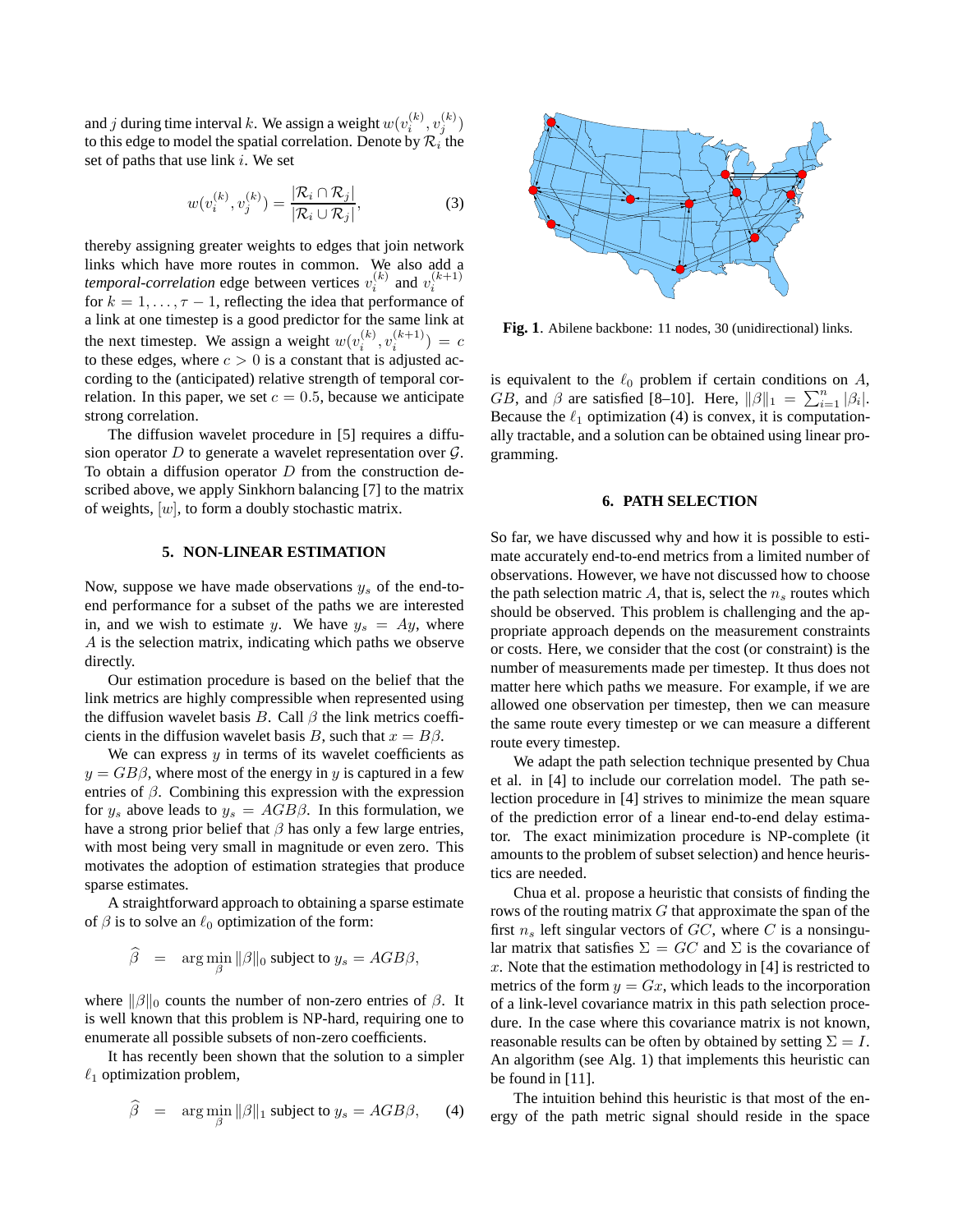and $j$ during time interval $k$. We assign a weight $w(v_i^{(k)}, v_j^{(k)})$ to this edge to model the spatial correlation. Denote by $\mathcal{R}_i$ the set of paths that use link $i$. We set

$$w(v_i^{(k)}, v_j^{(k)}) = \frac{|\mathcal{R}_i \cap \mathcal{R}_j|}{|\mathcal{R}_i \cup \mathcal{R}_j|}, \tag{3}$$

thereby assigning greater weights to edges that join network links which have more routes in common. We also add a *temporal-correlation* edge between vertices $v_i^{(k)}$ and $v_i^{(k+1)}$ for $k = 1, \ldots, \tau - 1$, reflecting the idea that performance of a link at one timestep is a good predictor for the same link at the next timestep. We assign a weight $w(v_i^{(k)}, v_i^{(k+1)}) = c$ to these edges, where $c > 0$ is a constant that is adjusted according to the (anticipated) relative strength of temporal correlation. In this paper, we set $c = 0.5$, because we anticipate strong correlation.

The diffusion wavelet procedure in [5] requires a diffusion operator $D$ to generate a wavelet representation over $\mathcal{G}$. To obtain a diffusion operator $D$ from the construction described above, we apply Sinkhorn balancing [7] to the matrix of weights, $[w]$, to form a doubly stochastic matrix.

## 5. NON-LINEAR ESTIMATION

Now, suppose we have made observations $y_s$ of the end-to-end performance for a subset of the paths we are interested in, and we wish to estimate $y$. We have $y_s = Ay$, where $A$ is the selection matrix, indicating which paths we observe directly.

Our estimation procedure is based on the belief that the link metrics are highly compressible when represented using the diffusion wavelet basis $B$. Call $\beta$ the link metrics coefficients in the diffusion wavelet basis $B$, such that $x = B\beta$.

We can express $y$ in terms of its wavelet coefficients as $y = GB\beta$, where most of the energy in $y$ is captured in a few entries of $\beta$. Combining this expression with the expression for $y_s$ above leads to $y_s = AGB\beta$. In this formulation, we have a strong prior belief that $\beta$ has only a few large entries, with most being very small in magnitude or even zero. This motivates the adoption of estimation strategies that produce sparse estimates.

A straightforward approach to obtaining a sparse estimate of $\beta$ is to solve an $\ell_0$ optimization of the form:

$$\widehat{\beta} \;\; = \;\; \arg\min_{\beta} \|\beta\|_0 \text{ subject to } y_s = AGB\beta,$$

where $\|\beta\|_0$ counts the number of non-zero entries of $\beta$. It is well known that this problem is NP-hard, requiring one to enumerate all possible subsets of non-zero coefficients.

It has recently been shown that the solution to a simpler $\ell_1$ optimization problem,

$$\widehat{\beta} \;\; = \;\; \arg\min_{\beta} \|\beta\|_1 \text{ subject to } y_s = AGB\beta, \tag{4}$$

is equivalent to the $\ell_0$ problem if certain conditions on $A$, $GB$, and $\beta$ are satisfied [8–10]. Here, $\|\beta\|_1 = \sum_{i=1}^{n} |\beta_i|$. Because the $\ell_1$ optimization (4) is convex, it is computationally tractable, and a solution can be obtained using linear programming.

**Fig. 1**. Abilene backbone: 11 nodes, 30 (unidirectional) links.

## 6. PATH SELECTION

So far, we have discussed why and how it is possible to estimate accurately end-to-end metrics from a limited number of observations. However, we have not discussed how to choose the path selection matric $A$, that is, select the $n_s$ routes which should be observed. This problem is challenging and the appropriate approach depends on the measurement constraints or costs. Here, we consider that the cost (or constraint) is the number of measurements made per timestep. It thus does not matter here which paths we measure. For example, if we are allowed one observation per timestep, then we can measure the same route every timestep or we can measure a different route every timestep.

We adapt the path selection technique presented by Chua et al. in [4] to include our correlation model. The path selection procedure in [4] strives to minimize the mean square of the prediction error of a linear end-to-end delay estimator. The exact minimization procedure is NP-complete (it amounts to the problem of subset selection) and hence heuristics are needed.

Chua et al. propose a heuristic that consists of finding the rows of the routing matrix $G$ that approximate the span of the first $n_s$ left singular vectors of $GC$, where $C$ is a nonsingular matrix that satisfies $\Sigma = GC$ and $\Sigma$ is the covariance of $x$. Note that the estimation methodology in [4] is restricted to metrics of the form $y = Gx$, which leads to the incorporation of a link-level covariance matrix in this path selection procedure. In the case where this covariance matrix is not known, reasonable results can be often by obtained by setting $\Sigma = I$. An algorithm (see Alg. 1) that implements this heuristic can be found in [11].

The intuition behind this heuristic is that most of the energy of the path metric signal should reside in the space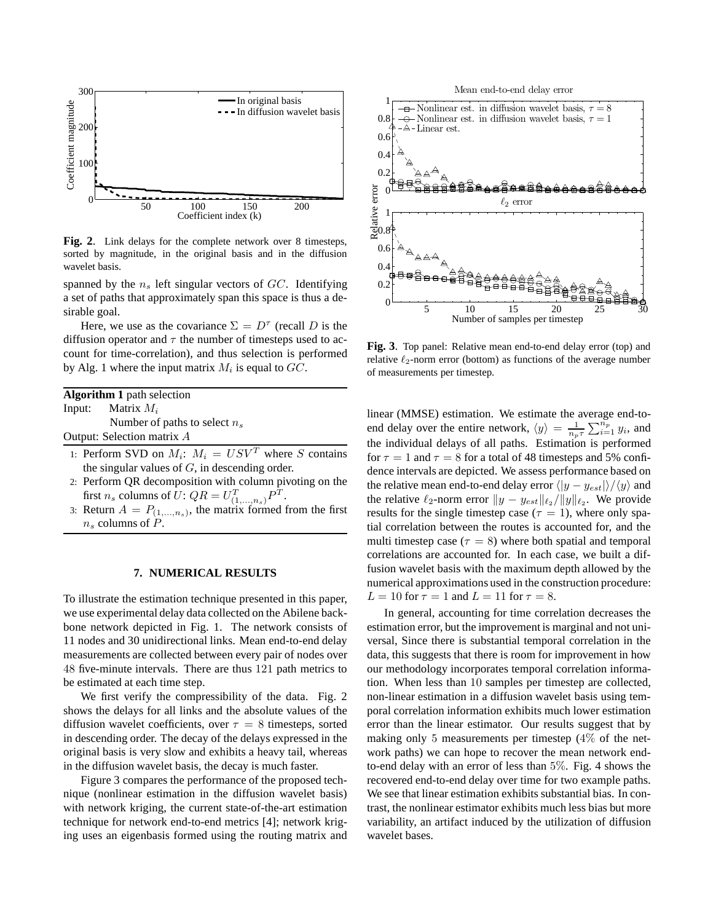**Fig. 2**. Link delays for the complete network over 8 timesteps, sorted by magnitude, in the original basis and in the diffusion wavelet basis.

spanned by the $n_s$ left singular vectors of $GC$. Identifying a set of paths that approximately span this space is thus a desirable goal.

Here, we use as the covariance $\Sigma = D^{\tau}$ (recall $D$ is the diffusion operator and $\tau$ the number of timesteps used to account for time-correlation), and thus selection is performed by Alg. 1 where the input matrix $M_i$ is equal to $GC$.

**Algorithm 1** path selection

Input: Matrix $M_i$

Number of paths to select $n_s$

Output: Selection matrix $A$

1. Perform SVD on $M_i$: $M_i = USV^T$ where $S$ contains the singular values of $G$, in descending order.
2. Perform QR decomposition with column pivoting on the first $n_s$ columns of $U$: $QR = U^T_{(1,\ldots,n_s)} P^T$.
3. Return $A = P_{(1,\ldots,n_s)}$, the matrix formed from the first $n_s$ columns of $P$.

## 7. NUMERICAL RESULTS

To illustrate the estimation technique presented in this paper, we use experimental delay data collected on the Abilene backbone network depicted in Fig. 1. The network consists of 11 nodes and 30 unidirectional links. Mean end-to-end delay measurements are collected between every pair of nodes over 48 five-minute intervals. There are thus 121 path metrics to be estimated at each time step.

We first verify the compressibility of the data. Fig. 2 shows the delays for all links and the absolute values of the diffusion wavelet coefficients, over $\tau = 8$ timesteps, sorted in descending order. The decay of the delays expressed in the original basis is very slow and exhibits a heavy tail, whereas in the diffusion wavelet basis, the decay is much faster.

Figure 3 compares the performance of the proposed technique (nonlinear estimation in the diffusion wavelet basis) with network kriging, the current state-of-the-art estimation technique for network end-to-end metrics [4]; network kriging uses an eigenbasis formed using the routing matrix and linear (MMSE) estimation. We estimate the average end-to-end delay over the entire network, $\langle y \rangle = \frac{1}{n_p \tau} \sum_{i=1}^{n_p} y_i$, and the individual delays of all paths. Estimation is performed for $\tau = 1$ and $\tau = 8$ for a total of 48 timesteps and 5% confidence intervals are depicted. We assess performance based on the relative mean end-to-end delay error $\langle |y - y_{est}| \rangle / \langle y \rangle$ and the relative $\ell_2$-norm error $\|y - y_{est}\|_{\ell_2} / \|y\|_{\ell_2}$. We provide results for the single timestep case ($\tau = 1$), where only spatial correlation between the routes is accounted for, and the multi timestep case ($\tau = 8$) where both spatial and temporal correlations are accounted for. In each case, we built a diffusion wavelet basis with the maximum depth allowed by the numerical approximations used in the construction procedure: $L = 10$ for $\tau = 1$ and $L = 11$ for $\tau = 8$.

**Fig. 3**. Top panel: Relative mean end-to-end delay error (top) and relative $\ell_2$-norm error (bottom) as functions of the average number of measurements per timestep.

In general, accounting for time correlation decreases the estimation error, but the improvement is marginal and not universal, Since there is substantial temporal correlation in the data, this suggests that there is room for improvement in how our methodology incorporates temporal correlation information. When less than 10 samples per timestep are collected, non-linear estimation in a diffusion wavelet basis using temporal correlation information exhibits much lower estimation error than the linear estimator. Our results suggest that by making only 5 measurements per timestep (4% of the network paths) we can hope to recover the mean network end-to-end delay with an error of less than 5%. Fig. 4 shows the recovered end-to-end delay over time for two example paths. We see that linear estimation exhibits substantial bias. In contrast, the nonlinear estimator exhibits much less bias but more variability, an artifact induced by the utilization of diffusion wavelet bases.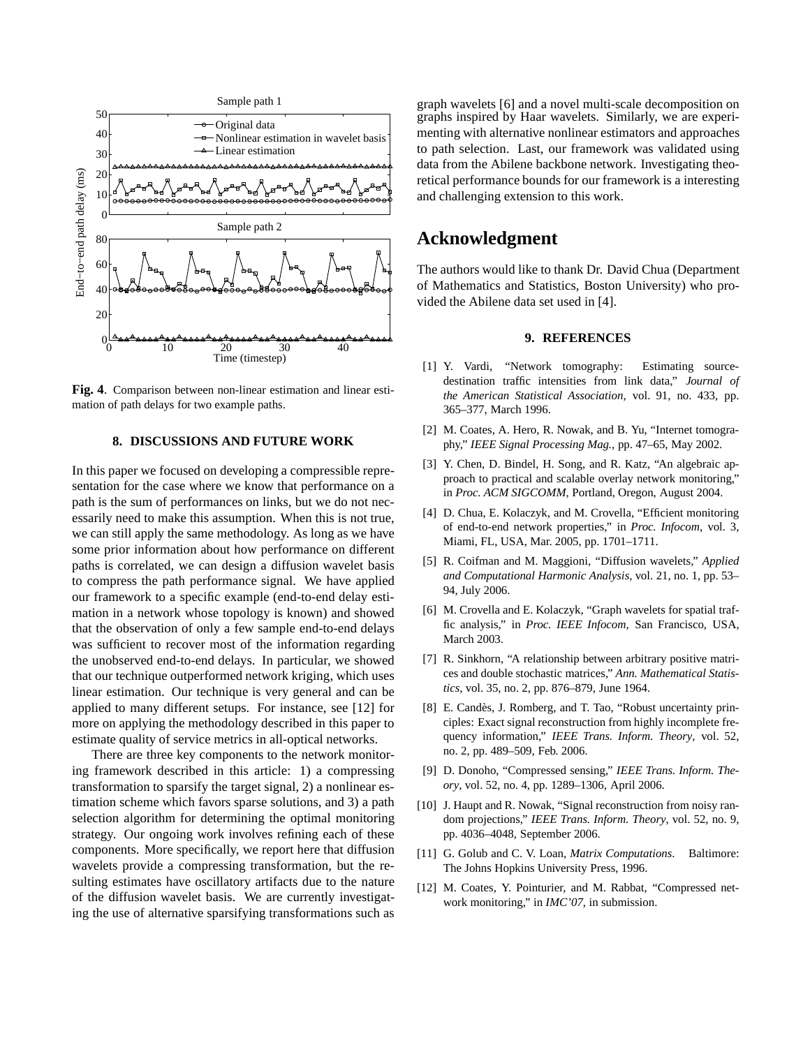Sample path 1

50
40
30
20
10
0

Original data
Nonlinear estimation in wavelet basis
Linear estimation

Sample path 2

80
60
40
20
0

0 10 20 30 40

Time (timestep)

End−to−end path delay (ms)

**Fig. 4**. Comparison between non-linear estimation and linear estimation of path delays for two example paths.

### 8. DISCUSSIONS AND FUTURE WORK

In this paper we focused on developing a compressible representation for the case where we know that performance on a path is the sum of performances on links, but we do not necessarily need to make this assumption. When this is not true, we can still apply the same methodology. As long as we have some prior information about how performance on different paths is correlated, we can design a diffusion wavelet basis to compress the path performance signal. We have applied our framework to a specific example (end-to-end delay estimation in a network whose topology is known) and showed that the observation of only a few sample end-to-end delays was sufficient to recover most of the information regarding the unobserved end-to-end delays. In particular, we showed that our technique outperformed network kriging, which uses linear estimation. Our technique is very general and can be applied to many different setups. For instance, see [12] for more on applying the methodology described in this paper to estimate quality of service metrics in all-optical networks.

There are three key components to the network monitoring framework described in this article: 1) a compressing transformation to sparsify the target signal, 2) a nonlinear estimation scheme which favors sparse solutions, and 3) a path selection algorithm for determining the optimal monitoring strategy. Our ongoing work involves refining each of these components. More specifically, we report here that diffusion wavelets provide a compressing transformation, but the resulting estimates have oscillatory artifacts due to the nature of the diffusion wavelet basis. We are currently investigating the use of alternative sparsifying transformations such as graph wavelets [6] and a novel multi-scale decomposition on graphs inspired by Haar wavelets. Similarly, we are experimenting with alternative nonlinear estimators and approaches to path selection. Last, our framework was validated using data from the Abilene backbone network. Investigating theoretical performance bounds for our framework is a interesting and challenging extension to this work.

# Acknowledgment

The authors would like to thank Dr. David Chua (Department of Mathematics and Statistics, Boston University) who provided the Abilene data set used in [4].

### 9. REFERENCES

[1] Y. Vardi, "Network tomography: Estimating source-destination traffic intensities from link data," *Journal of the American Statistical Association*, vol. 91, no. 433, pp. 365–377, March 1996.

[2] M. Coates, A. Hero, R. Nowak, and B. Yu, "Internet tomography," *IEEE Signal Processing Mag.*, pp. 47–65, May 2002.

[3] Y. Chen, D. Bindel, H. Song, and R. Katz, "An algebraic approach to practical and scalable overlay network monitoring," in *Proc. ACM SIGCOMM*, Portland, Oregon, August 2004.

[4] D. Chua, E. Kolaczyk, and M. Crovella, "Efficient monitoring of end-to-end network properties," in *Proc. Infocom*, vol. 3, Miami, FL, USA, Mar. 2005, pp. 1701–1711.

[5] R. Coifman and M. Maggioni, "Diffusion wavelets," *Applied and Computational Harmonic Analysis*, vol. 21, no. 1, pp. 53–94, July 2006.

[6] M. Crovella and E. Kolaczyk, "Graph wavelets for spatial traffic analysis," in *Proc. IEEE Infocom*, San Francisco, USA, March 2003.

[7] R. Sinkhorn, "A relationship between arbitrary positive matrices and double stochastic matrices," *Ann. Mathematical Statistics*, vol. 35, no. 2, pp. 876–879, June 1964.

[8] E. Candès, J. Romberg, and T. Tao, "Robust uncertainty principles: Exact signal reconstruction from highly incomplete frequency information," *IEEE Trans. Inform. Theory*, vol. 52, no. 2, pp. 489–509, Feb. 2006.

[9] D. Donoho, "Compressed sensing," *IEEE Trans. Inform. Theory*, vol. 52, no. 4, pp. 1289–1306, April 2006.

[10] J. Haupt and R. Nowak, "Signal reconstruction from noisy random projections," *IEEE Trans. Inform. Theory*, vol. 52, no. 9, pp. 4036–4048, September 2006.

[11] G. Golub and C. V. Loan, *Matrix Computations*. Baltimore: The Johns Hopkins University Press, 1996.

[12] M. Coates, Y. Pointurier, and M. Rabbat, "Compressed network monitoring," in *IMC'07*, in submission.